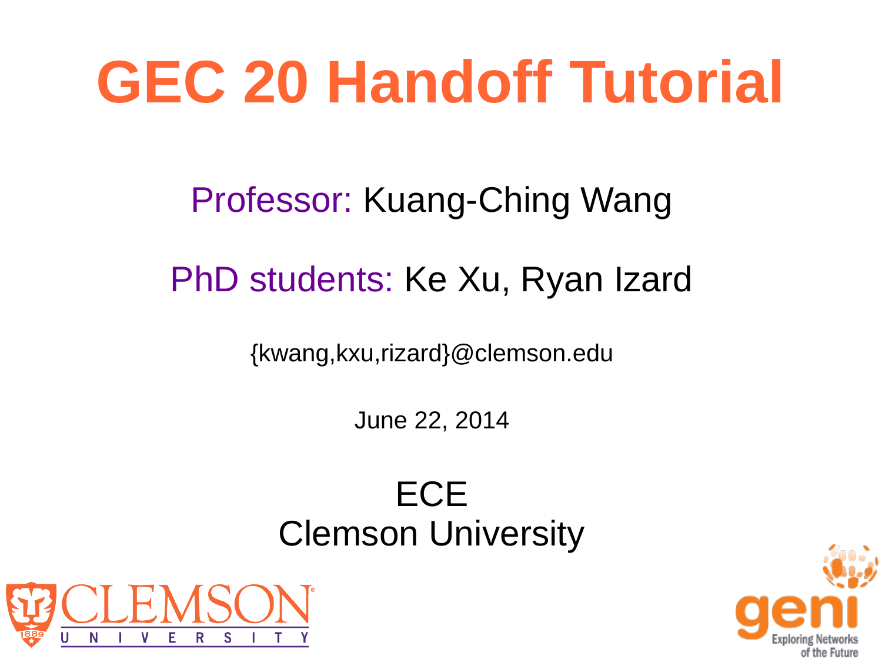# GEC 20 Handoff Tutorial

Professor: Kuang-Ching Wang

PhD students: Ke Xu, Ryan Izard

{kwang,kxu,rizard}@clemson.edu

June 22, 2014

ECE
Clemson University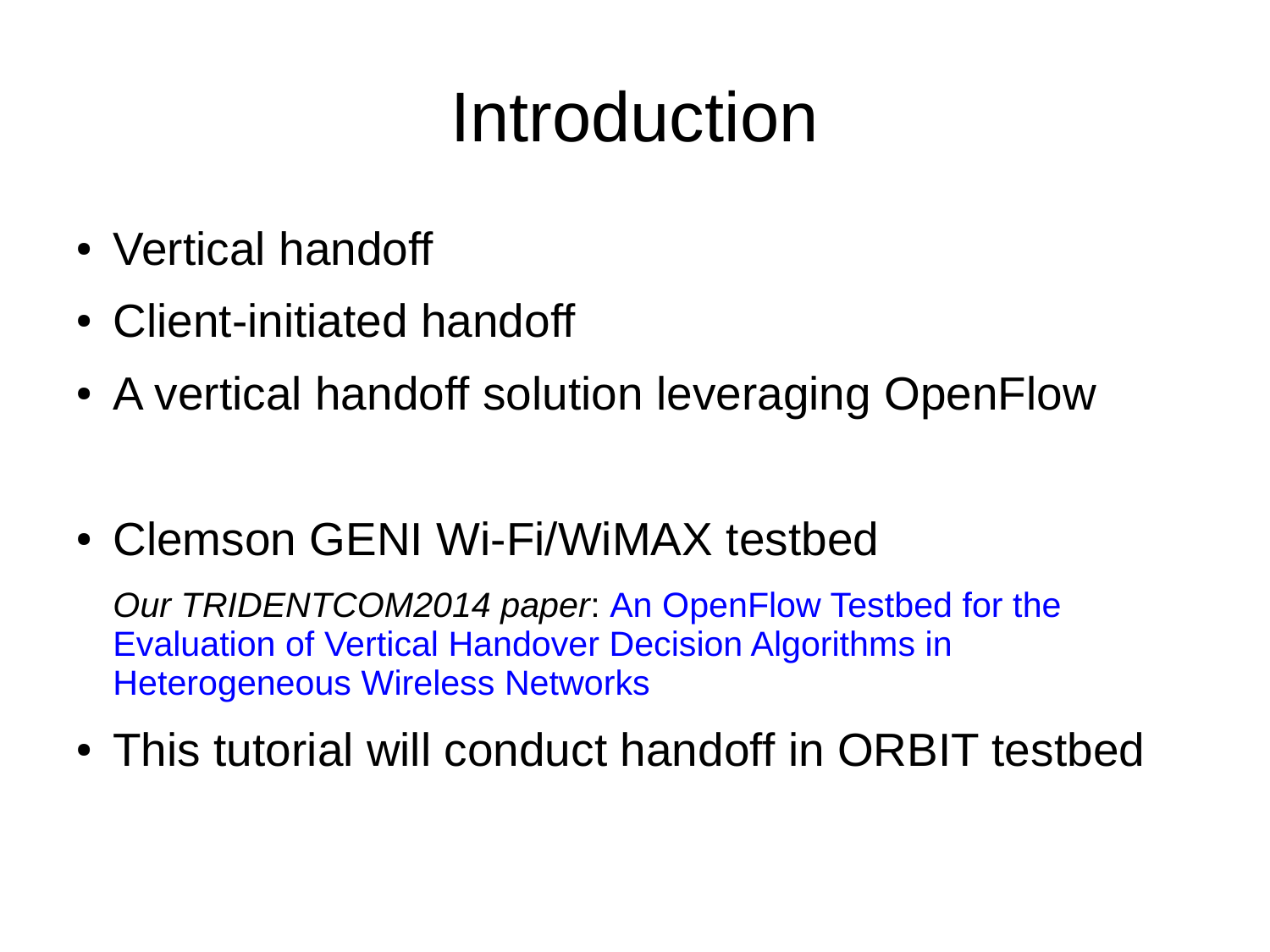# Introduction

- Vertical handoff
- Client-initiated handoff
- A vertical handoff solution leveraging OpenFlow

- Clemson GENI Wi-Fi/WiMAX testbed

  *Our TRIDENTCOM2014 paper*: An OpenFlow Testbed for the Evaluation of Vertical Handover Decision Algorithms in Heterogeneous Wireless Networks

- This tutorial will conduct handoff in ORBIT testbed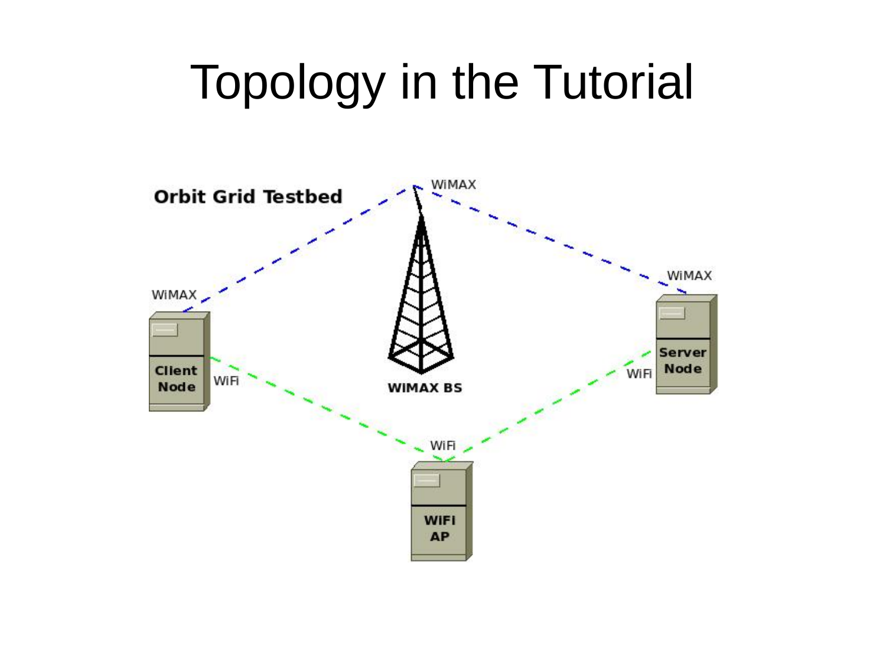# Topology in the Tutorial

Orbit Grid Testbed

WiMAX

WiMAX

WiMAX

Client Node

WiFi

WIMAX BS

Server Node

WiFi

WiFi

WIFI AP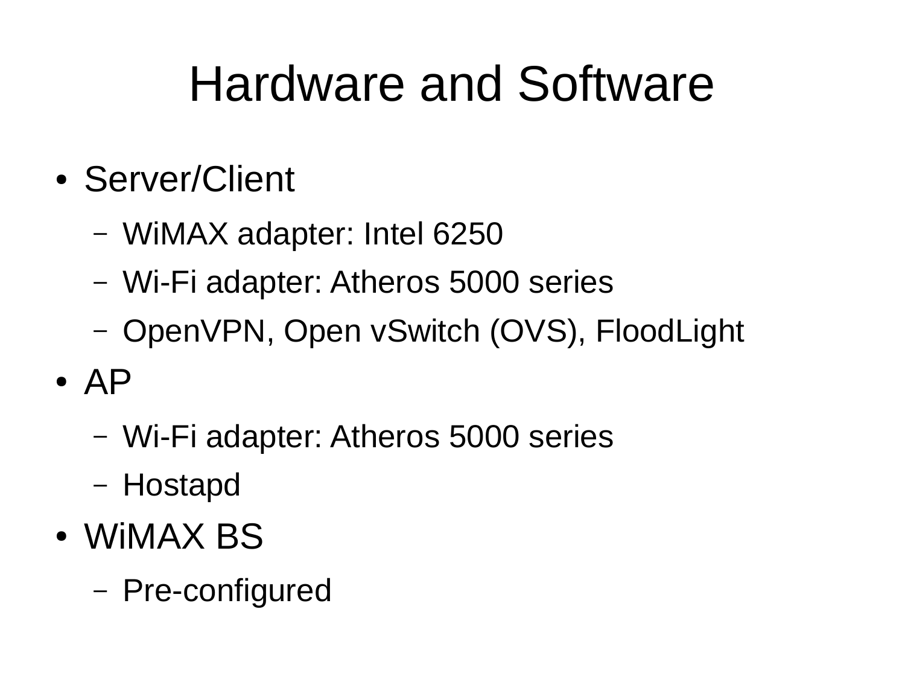# Hardware and Software

- Server/Client
  - WiMAX adapter: Intel 6250
  - Wi-Fi adapter: Atheros 5000 series
  - OpenVPN, Open vSwitch (OVS), FloodLight
- AP
  - Wi-Fi adapter: Atheros 5000 series
  - Hostapd
- WiMAX BS
  - Pre-configured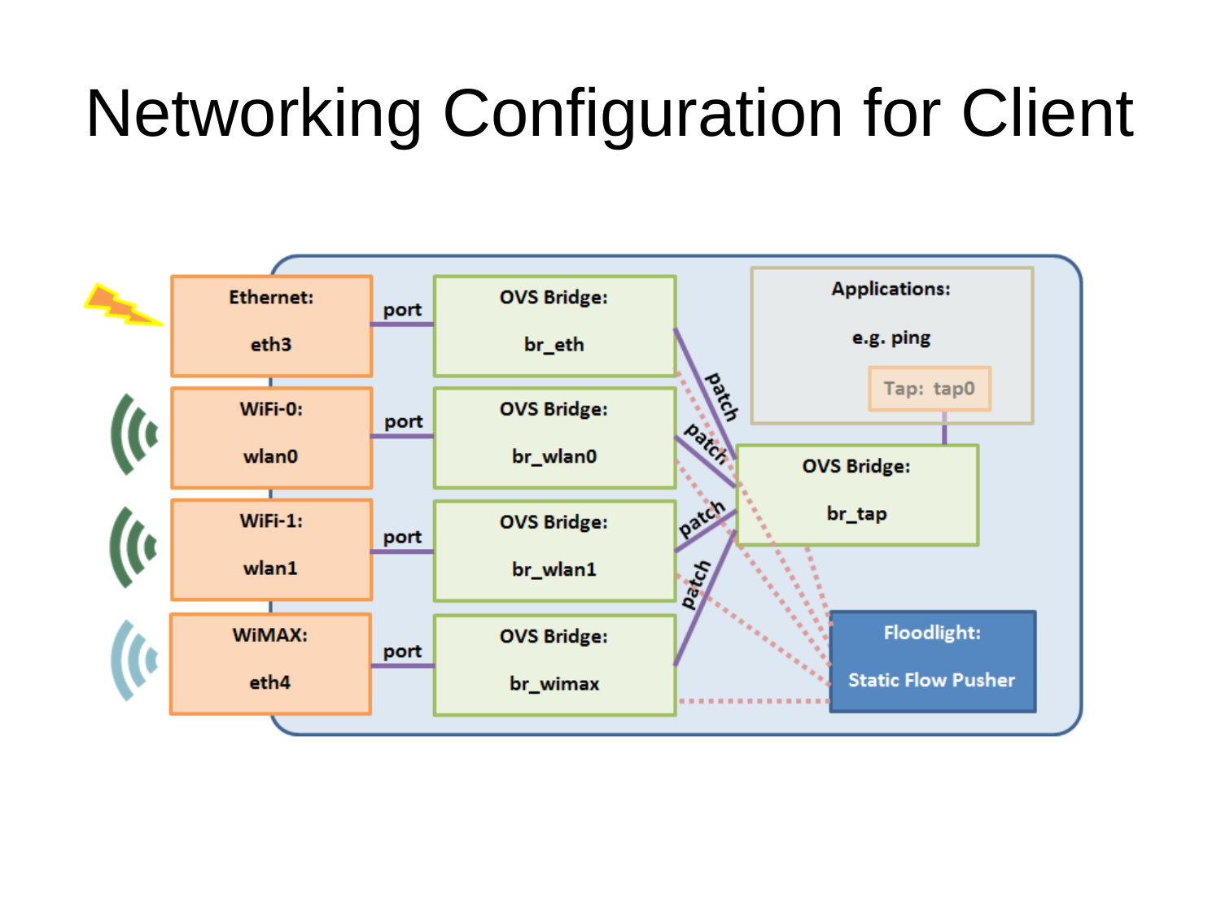# Networking Configuration for Client

Ethernet: eth3 — port — OVS Bridge: br_eth

WiFi-0: wlan0 — port — OVS Bridge: br_wlan0

WiFi-1: wlan1 — port — OVS Bridge: br_wlan1

WiMAX: eth4 — port — OVS Bridge: br_wimax

patch — patch — patch — patch

OVS Bridge: br_tap

Applications: e.g. ping

Tap: tap0

Floodlight: Static Flow Pusher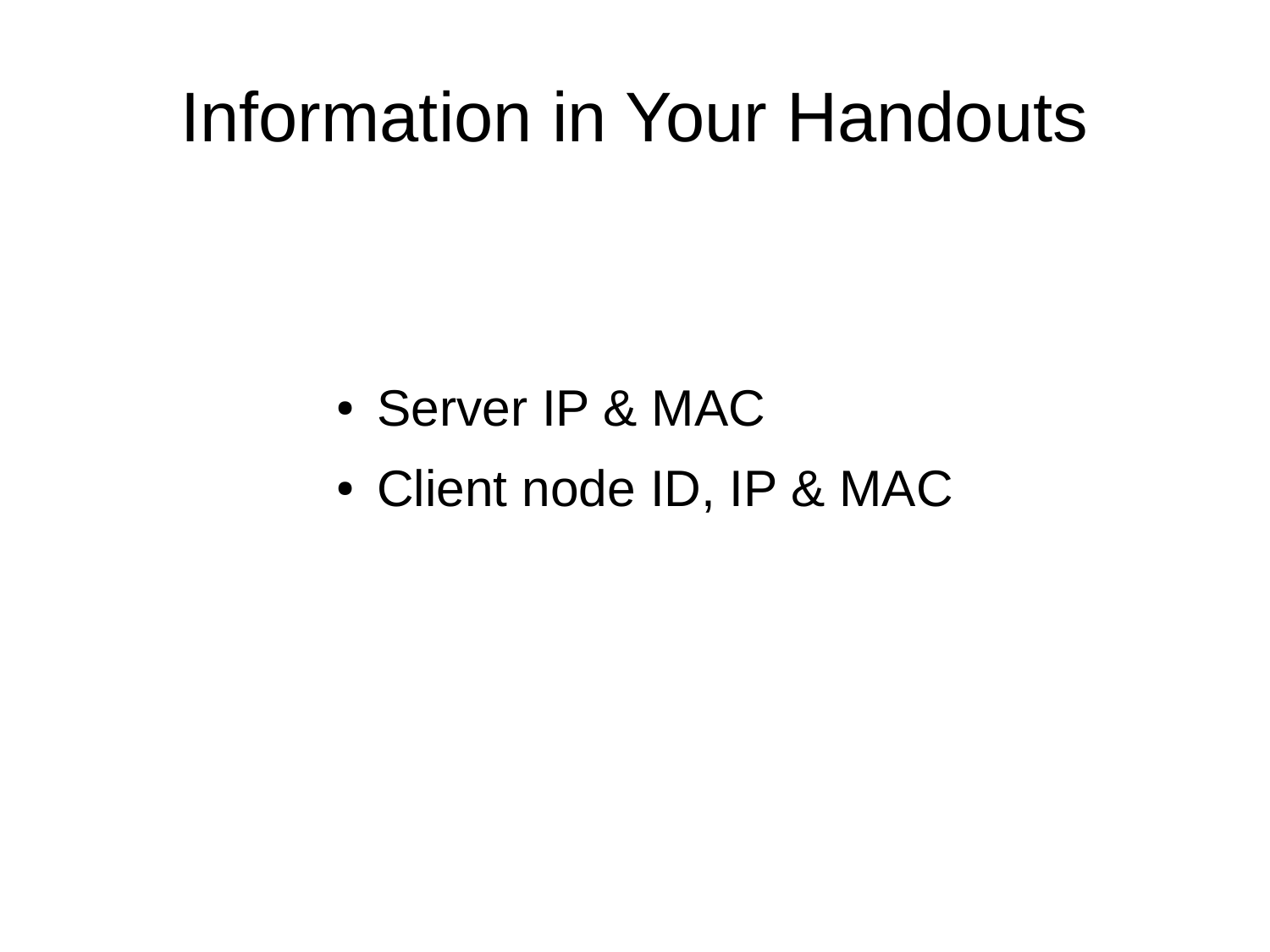# Information in Your Handouts

- Server IP & MAC
- Client node ID, IP & MAC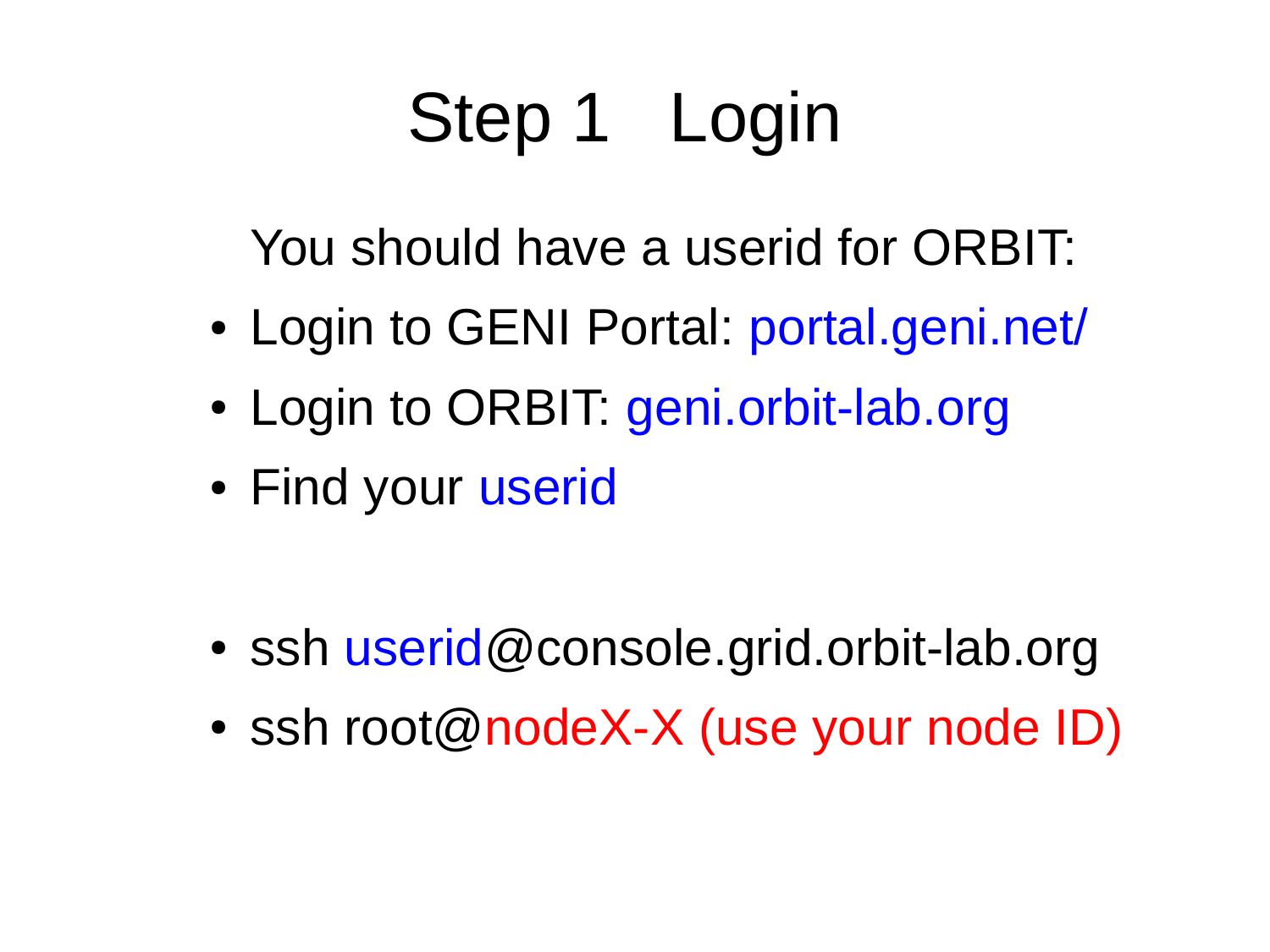# Step 1 Login

You should have a userid for ORBIT:

- Login to GENI Portal: portal.geni.net/
- Login to ORBIT: geni.orbit-lab.org
- Find your userid

- ssh userid@console.grid.orbit-lab.org
- ssh root@nodeX-X (use your node ID)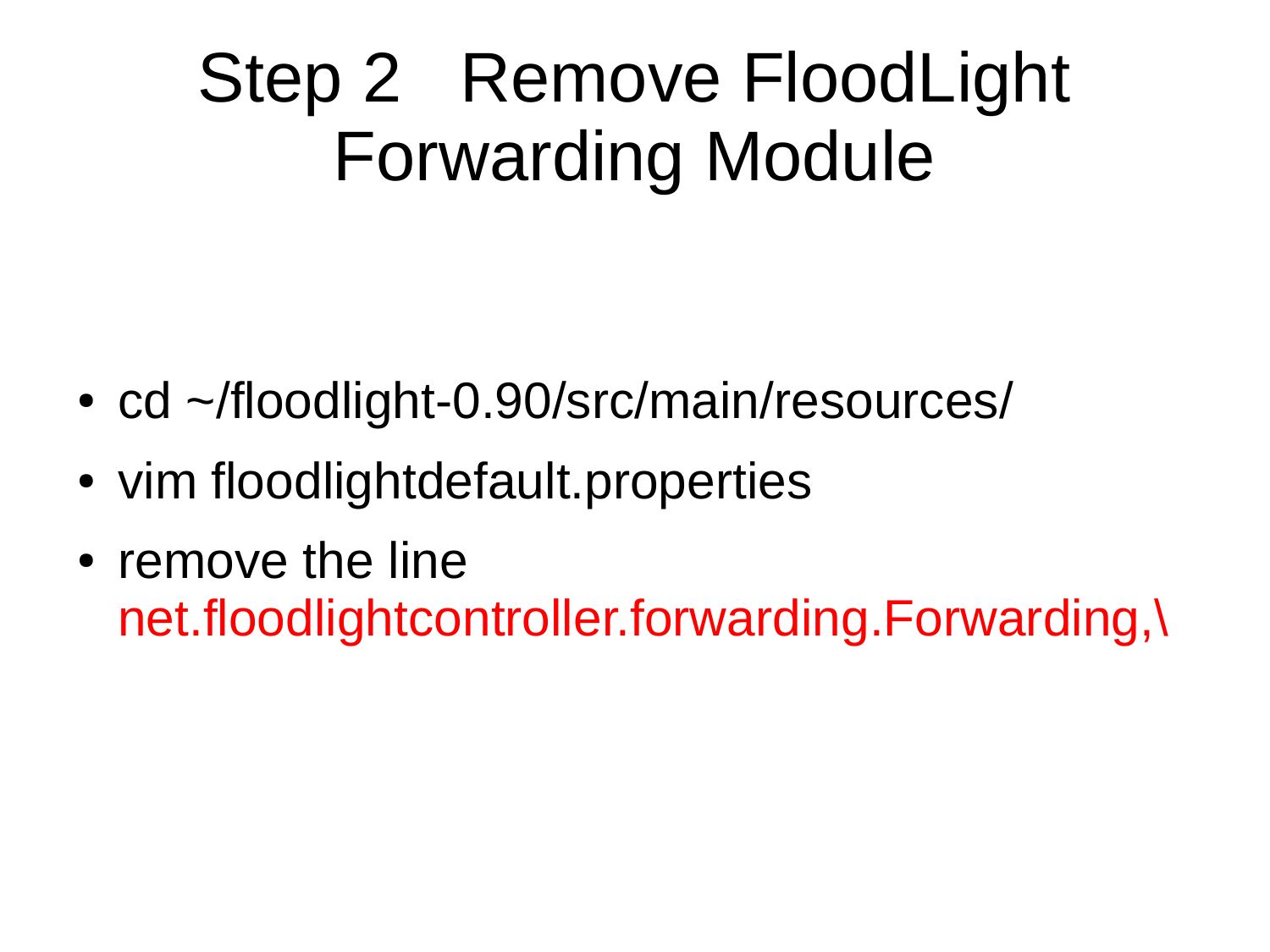# Step 2 Remove FloodLight Forwarding Module

- cd ~/floodlight-0.90/src/main/resources/
- vim floodlightdefault.properties
- remove the line net.floodlightcontroller.forwarding.Forwarding,\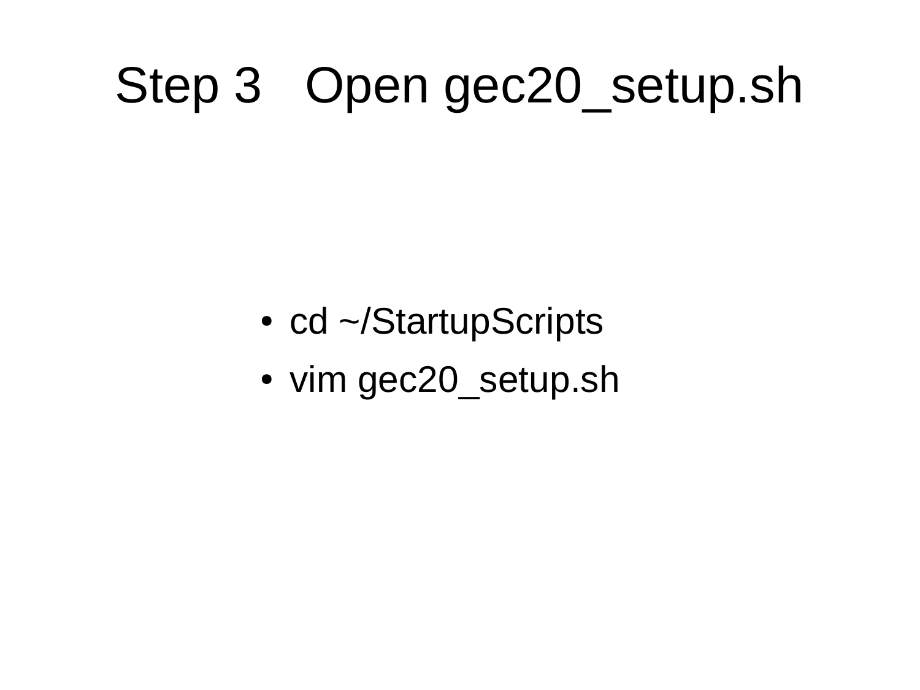# Step 3 Open gec20_setup.sh

- cd ~/StartupScripts
- vim gec20_setup.sh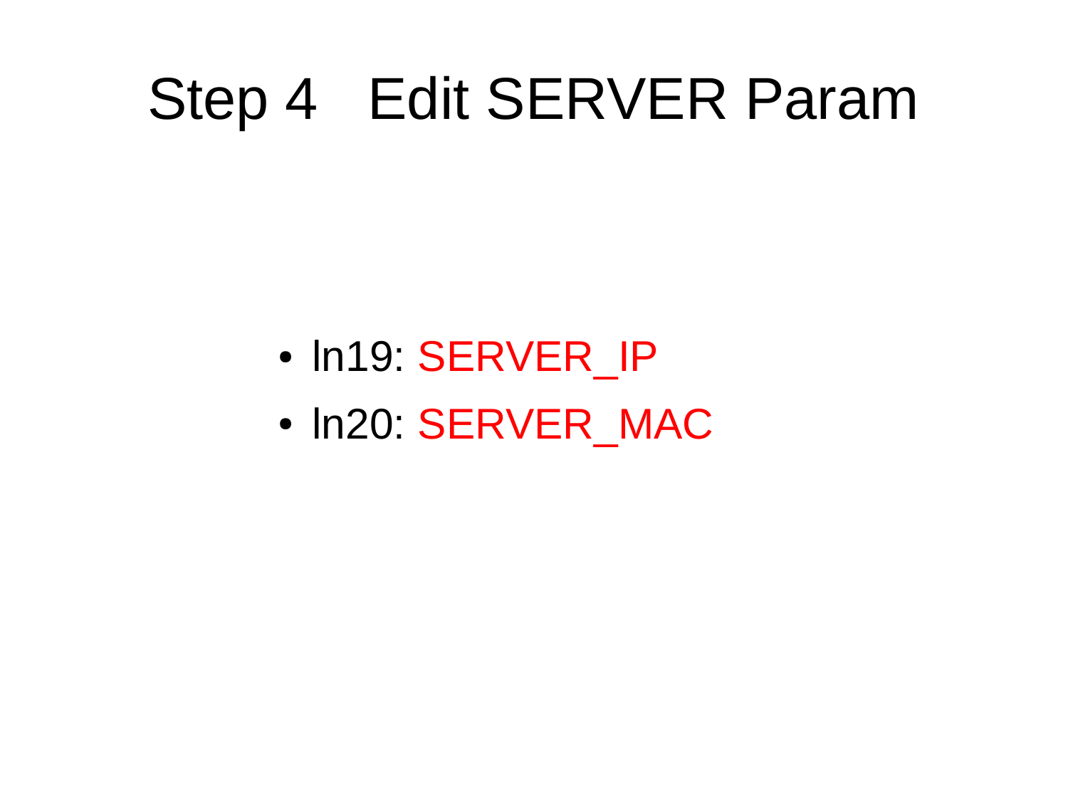# Step 4 Edit SERVER Param

- ln19: SERVER_IP
- ln20: SERVER_MAC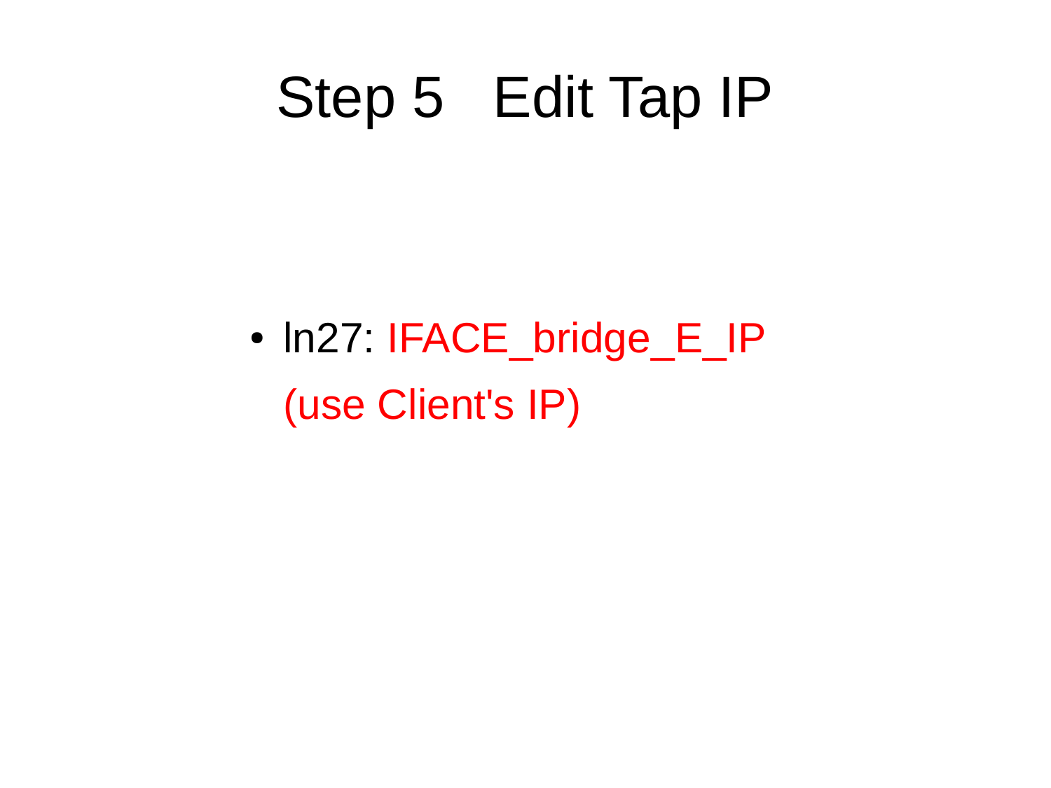# Step 5 Edit Tap IP

- ln27: IFACE_bridge_E_IP (use Client's IP)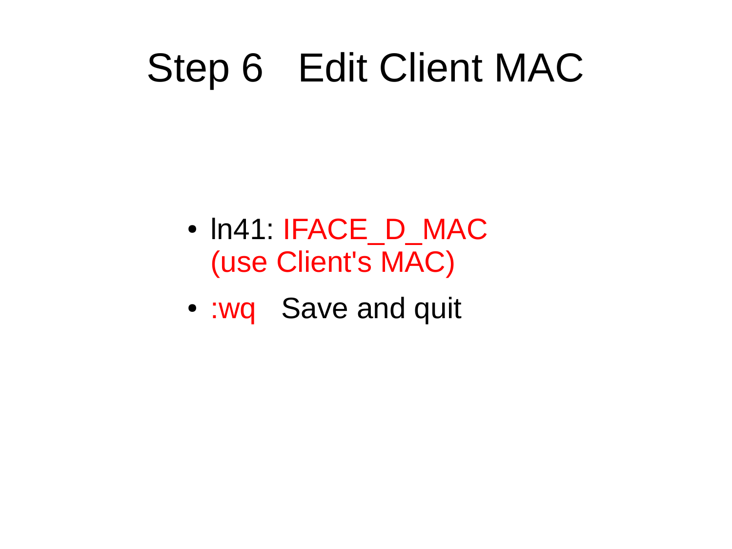# Step 6 Edit Client MAC

- ln41: IFACE_D_MAC (use Client's MAC)
- :wq Save and quit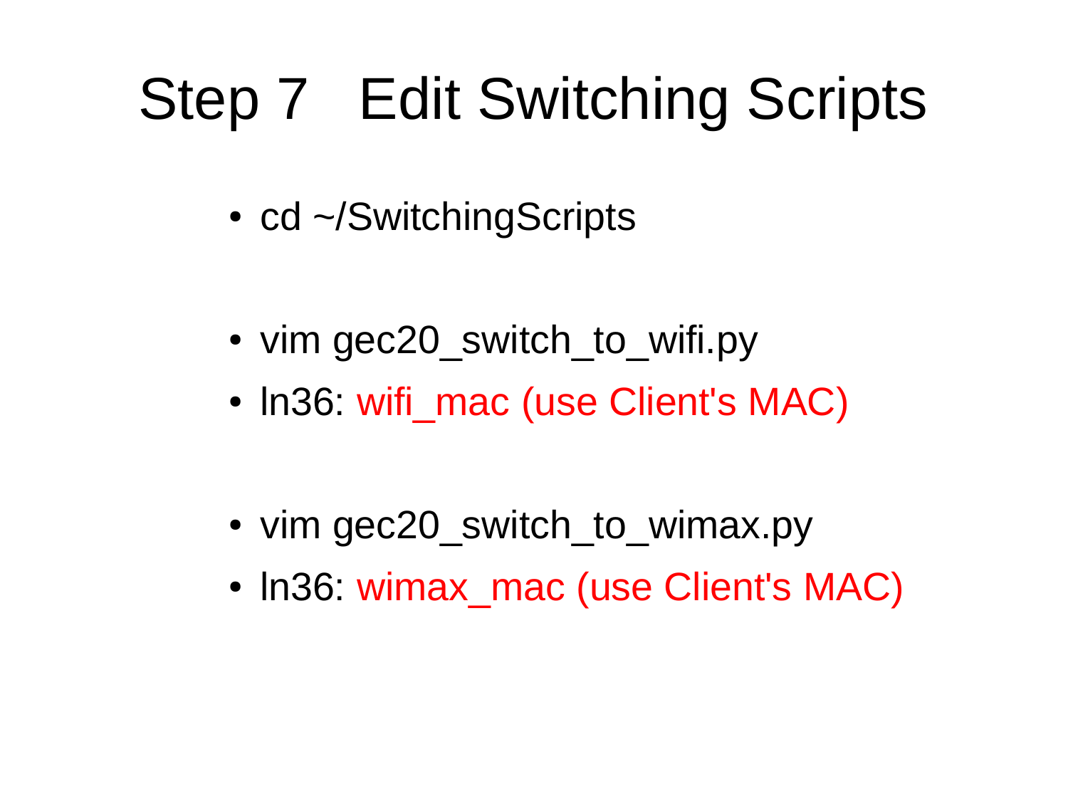# Step 7 Edit Switching Scripts

- cd ~/SwitchingScripts

- vim gec20_switch_to_wifi.py
- ln36: wifi_mac (use Client's MAC)

- vim gec20_switch_to_wimax.py
- ln36: wimax_mac (use Client's MAC)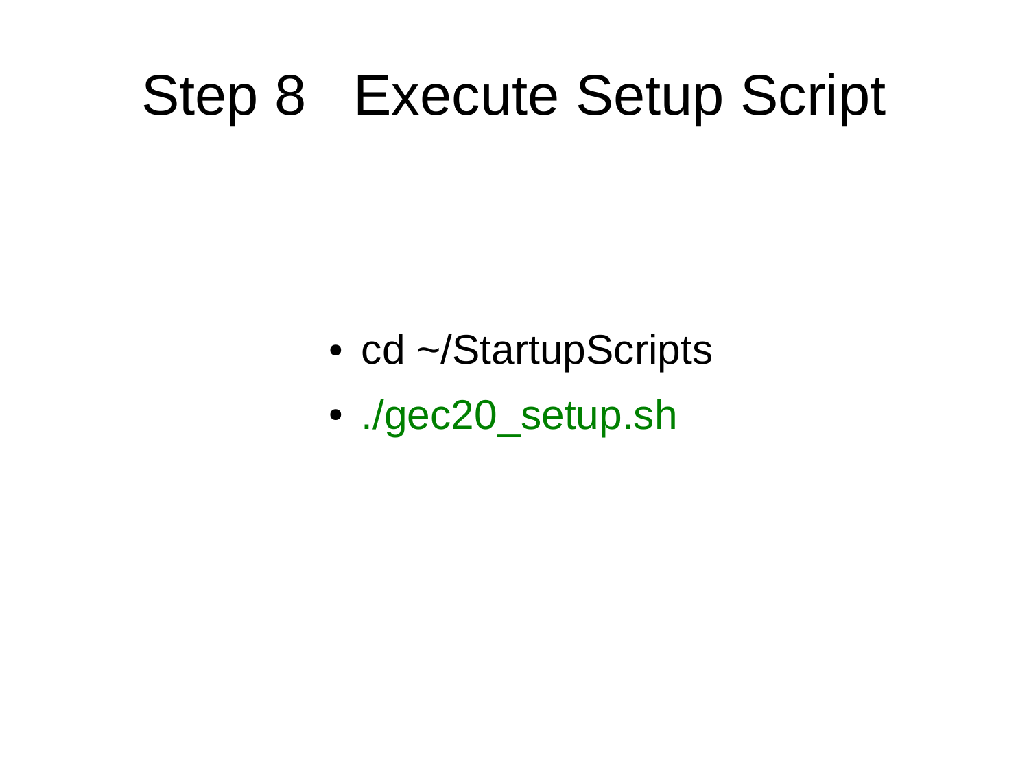# Step 8 Execute Setup Script

- cd ~/StartupScripts
- ./gec20_setup.sh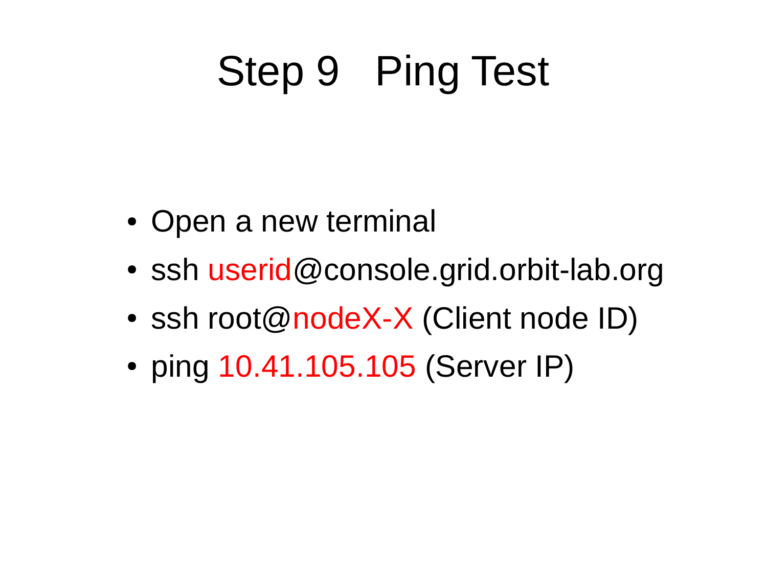# Step 9 Ping Test

- Open a new terminal
- ssh userid@console.grid.orbit-lab.org
- ssh root@nodeX-X (Client node ID)
- ping 10.41.105.105 (Server IP)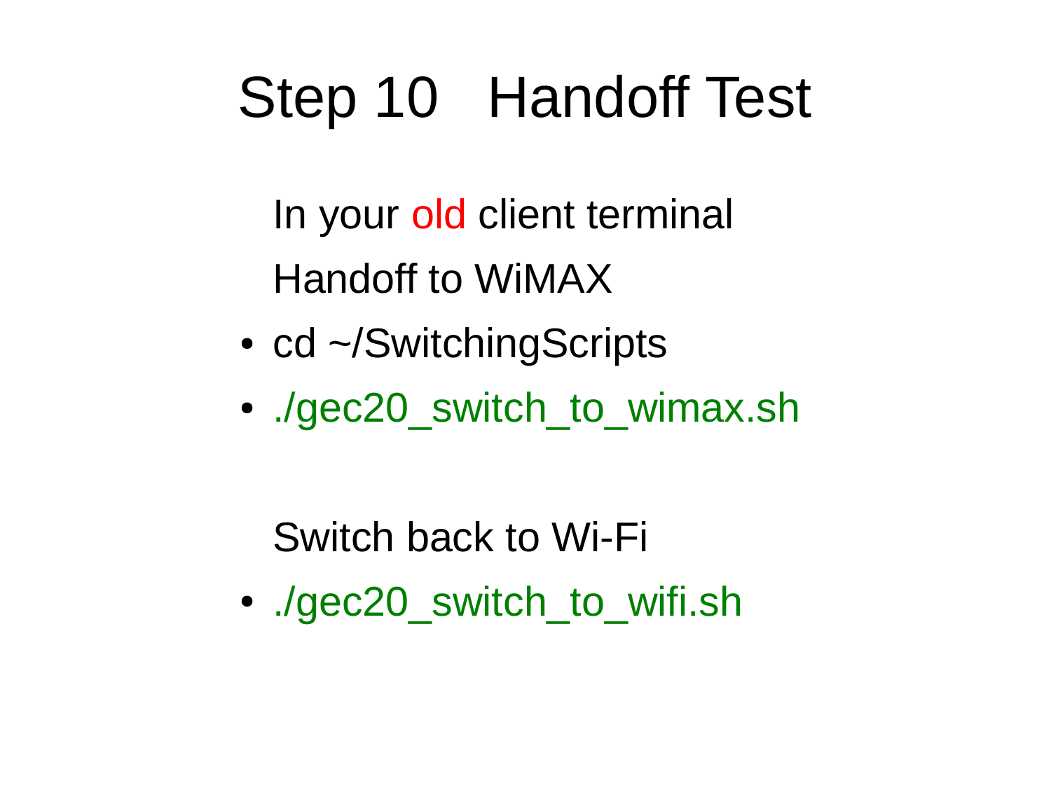# Step 10 Handoff Test

In your old client terminal

Handoff to WiMAX

- cd ~/SwitchingScripts
- ./gec20_switch_to_wimax.sh

Switch back to Wi-Fi

- ./gec20_switch_to_wifi.sh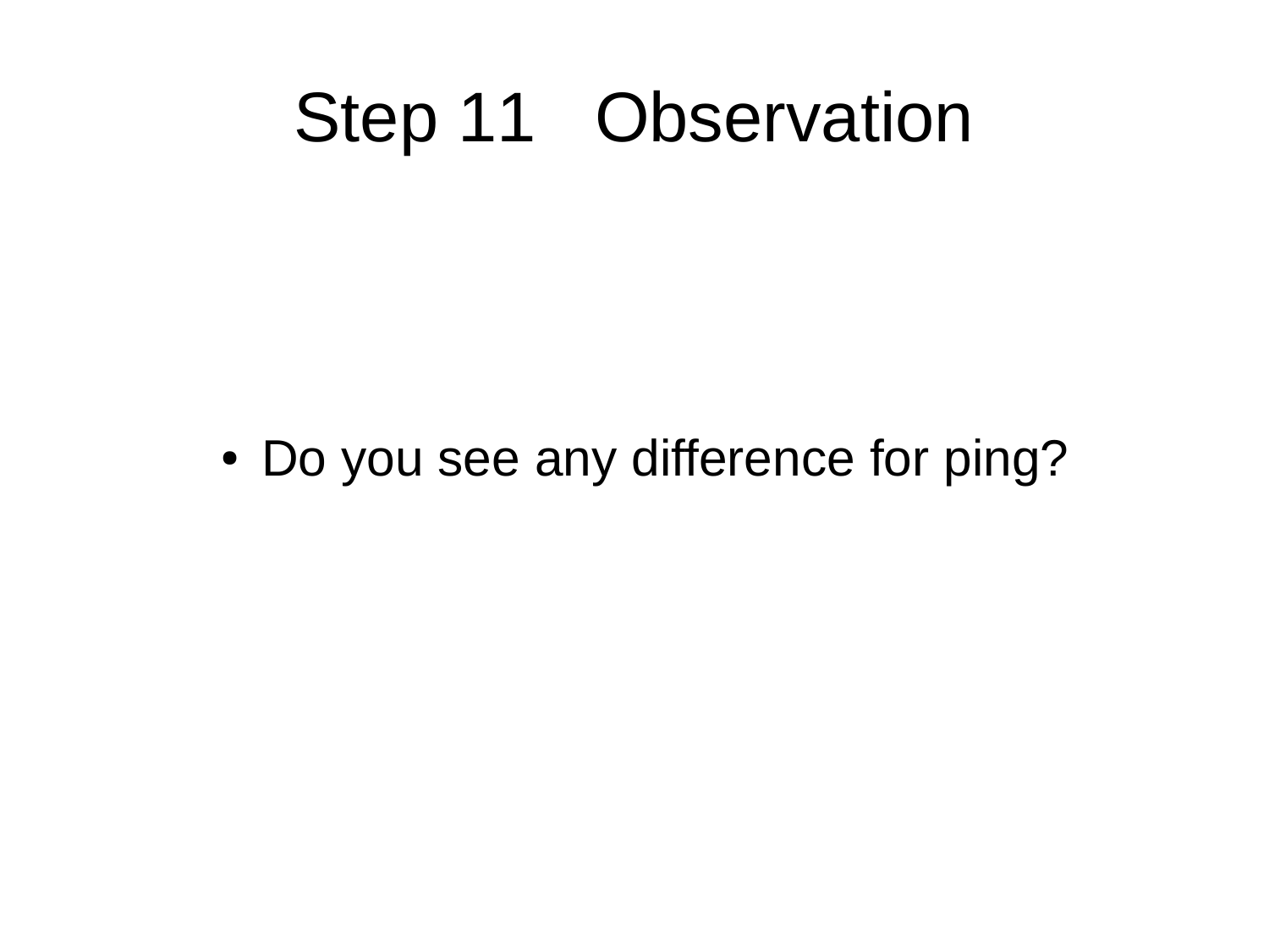# Step 11 Observation

- Do you see any difference for ping?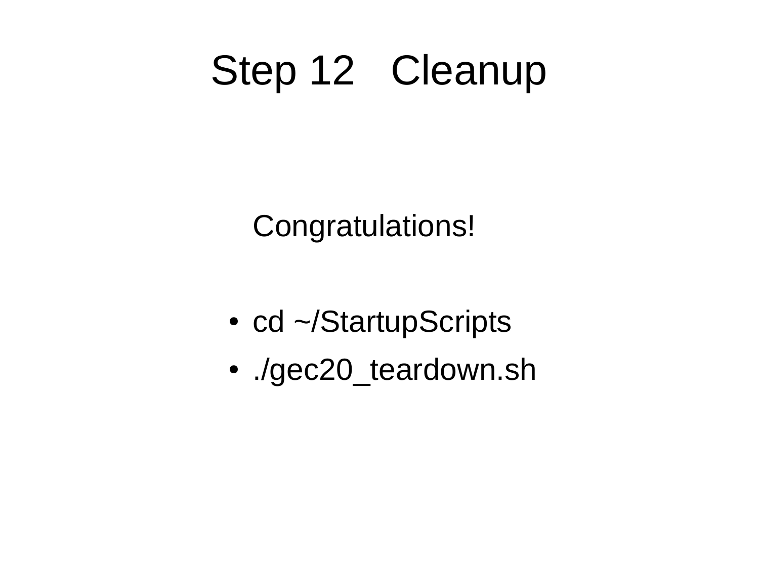# Step 12 Cleanup

Congratulations!

- cd ~/StartupScripts
- ./gec20_teardown.sh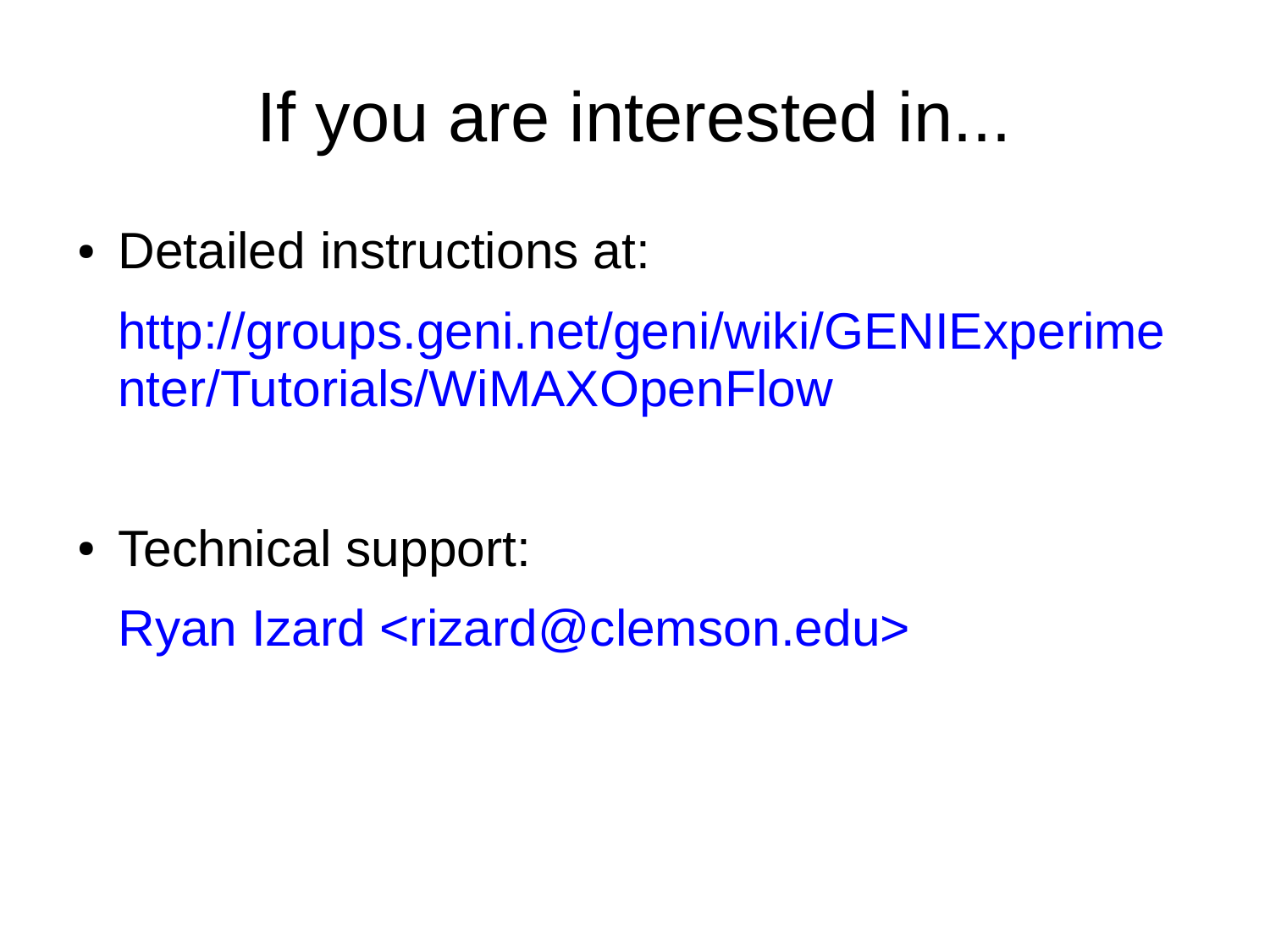# If you are interested in...

- Detailed instructions at:

  http://groups.geni.net/geni/wiki/GENIExperimenter/Tutorials/WiMAXOpenFlow

- Technical support:

  Ryan Izard <rizard@clemson.edu>